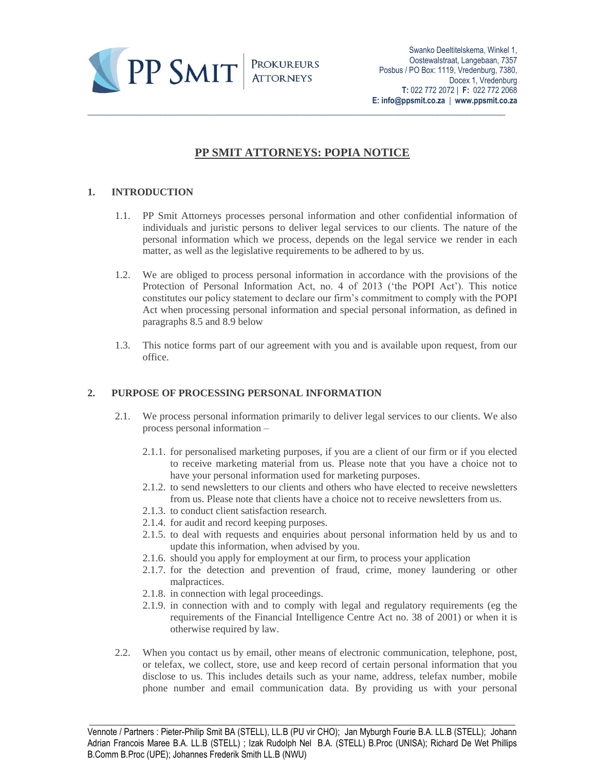# PP SMIT ATTORNEYS: POPIA NOTICE

## 1. INTRODUCTION

1.1. PP Smit Attorneys processes personal information and other confidential information of individuals and juristic persons to deliver legal services to our clients. The nature of the personal information which we process, depends on the legal service we render in each matter, as well as the legislative requirements to be adhered to by us.

1.2. We are obliged to process personal information in accordance with the provisions of the Protection of Personal Information Act, no. 4 of 2013 ('the POPI Act'). This notice constitutes our policy statement to declare our firm's commitment to comply with the POPI Act when processing personal information and special personal information, as defined in paragraphs 8.5 and 8.9 below

1.3. This notice forms part of our agreement with you and is available upon request, from our office.

## 2. PURPOSE OF PROCESSING PERSONAL INFORMATION

2.1. We process personal information primarily to deliver legal services to our clients. We also process personal information –

- 2.1.1. for personalised marketing purposes, if you are a client of our firm or if you elected to receive marketing material from us. Please note that you have a choice not to have your personal information used for marketing purposes.
- 2.1.2. to send newsletters to our clients and others who have elected to receive newsletters from us. Please note that clients have a choice not to receive newsletters from us.
- 2.1.3. to conduct client satisfaction research.
- 2.1.4. for audit and record keeping purposes.
- 2.1.5. to deal with requests and enquiries about personal information held by us and to update this information, when advised by you.
- 2.1.6. should you apply for employment at our firm, to process your application
- 2.1.7. for the detection and prevention of fraud, crime, money laundering or other malpractices.
- 2.1.8. in connection with legal proceedings.
- 2.1.9. in connection with and to comply with legal and regulatory requirements (eg the requirements of the Financial Intelligence Centre Act no. 38 of 2001) or when it is otherwise required by law.

2.2. When you contact us by email, other means of electronic communication, telephone, post, or telefax, we collect, store, use and keep record of certain personal information that you disclose to us. This includes details such as your name, address, telefax number, mobile phone number and email communication data. By providing us with your personal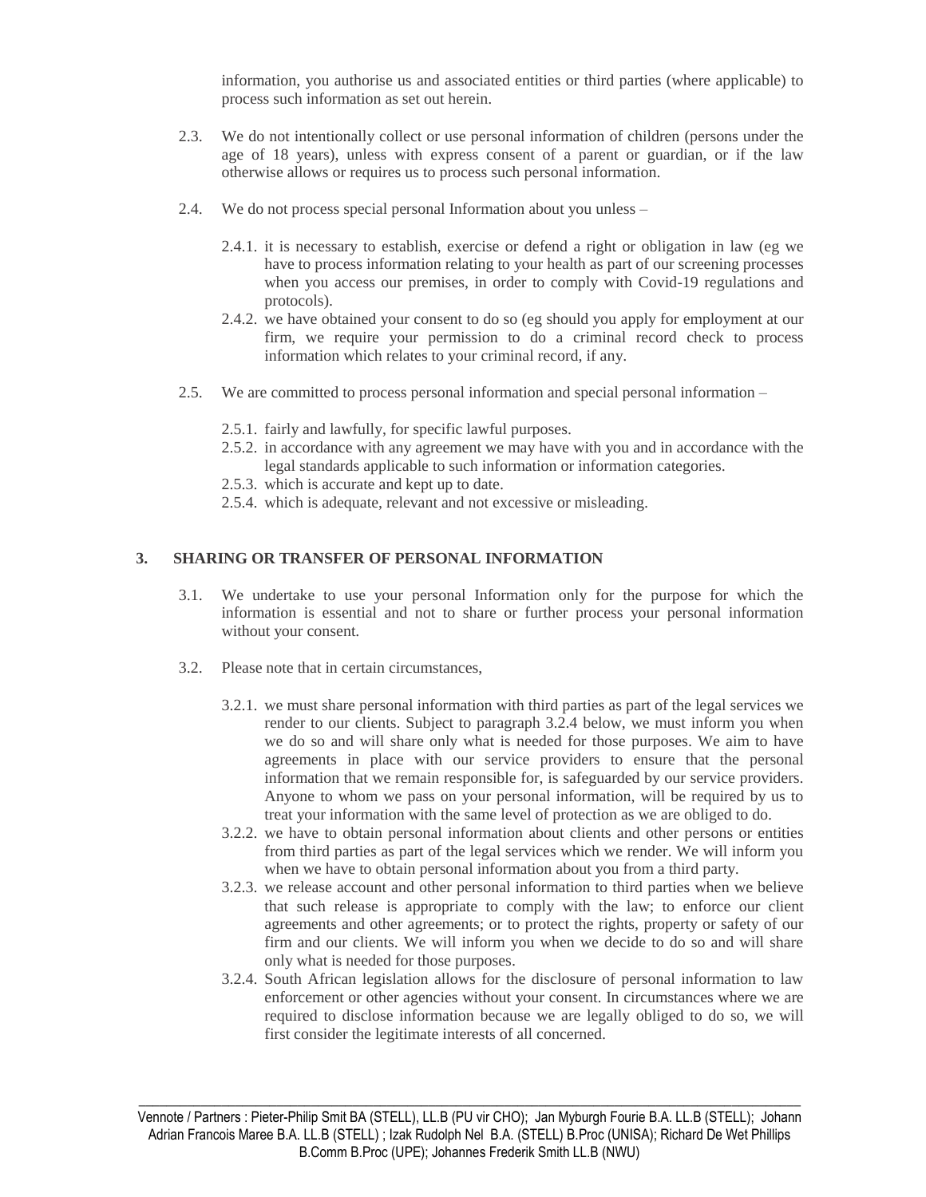information, you authorise us and associated entities or third parties (where applicable) to process such information as set out herein.

2.3. We do not intentionally collect or use personal information of children (persons under the age of 18 years), unless with express consent of a parent or guardian, or if the law otherwise allows or requires us to process such personal information.

2.4. We do not process special personal Information about you unless –

2.4.1. it is necessary to establish, exercise or defend a right or obligation in law (eg we have to process information relating to your health as part of our screening processes when you access our premises, in order to comply with Covid-19 regulations and protocols).

2.4.2. we have obtained your consent to do so (eg should you apply for employment at our firm, we require your permission to do a criminal record check to process information which relates to your criminal record, if any.

2.5. We are committed to process personal information and special personal information –

2.5.1. fairly and lawfully, for specific lawful purposes.

2.5.2. in accordance with any agreement we may have with you and in accordance with the legal standards applicable to such information or information categories.

2.5.3. which is accurate and kept up to date.

2.5.4. which is adequate, relevant and not excessive or misleading.

## 3. SHARING OR TRANSFER OF PERSONAL INFORMATION

3.1. We undertake to use your personal Information only for the purpose for which the information is essential and not to share or further process your personal information without your consent.

3.2. Please note that in certain circumstances,

3.2.1. we must share personal information with third parties as part of the legal services we render to our clients. Subject to paragraph 3.2.4 below, we must inform you when we do so and will share only what is needed for those purposes. We aim to have agreements in place with our service providers to ensure that the personal information that we remain responsible for, is safeguarded by our service providers. Anyone to whom we pass on your personal information, will be required by us to treat your information with the same level of protection as we are obliged to do.

3.2.2. we have to obtain personal information about clients and other persons or entities from third parties as part of the legal services which we render. We will inform you when we have to obtain personal information about you from a third party.

3.2.3. we release account and other personal information to third parties when we believe that such release is appropriate to comply with the law; to enforce our client agreements and other agreements; or to protect the rights, property or safety of our firm and our clients. We will inform you when we decide to do so and will share only what is needed for those purposes.

3.2.4. South African legislation allows for the disclosure of personal information to law enforcement or other agencies without your consent. In circumstances where we are required to disclose information because we are legally obliged to do so, we will first consider the legitimate interests of all concerned.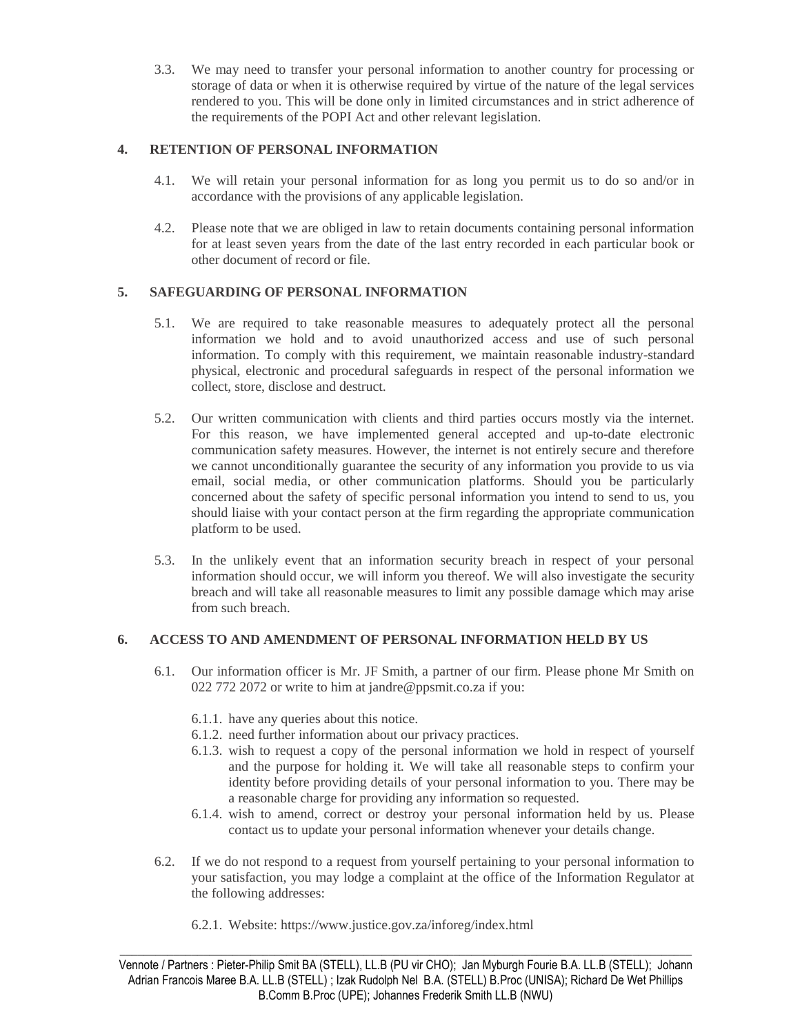3.3. We may need to transfer your personal information to another country for processing or storage of data or when it is otherwise required by virtue of the nature of the legal services rendered to you. This will be done only in limited circumstances and in strict adherence of the requirements of the POPI Act and other relevant legislation.

## 4. RETENTION OF PERSONAL INFORMATION

4.1. We will retain your personal information for as long you permit us to do so and/or in accordance with the provisions of any applicable legislation.

4.2. Please note that we are obliged in law to retain documents containing personal information for at least seven years from the date of the last entry recorded in each particular book or other document of record or file.

## 5. SAFEGUARDING OF PERSONAL INFORMATION

5.1. We are required to take reasonable measures to adequately protect all the personal information we hold and to avoid unauthorized access and use of such personal information. To comply with this requirement, we maintain reasonable industry-standard physical, electronic and procedural safeguards in respect of the personal information we collect, store, disclose and destruct.

5.2. Our written communication with clients and third parties occurs mostly via the internet. For this reason, we have implemented general accepted and up-to-date electronic communication safety measures. However, the internet is not entirely secure and therefore we cannot unconditionally guarantee the security of any information you provide to us via email, social media, or other communication platforms. Should you be particularly concerned about the safety of specific personal information you intend to send to us, you should liaise with your contact person at the firm regarding the appropriate communication platform to be used.

5.3. In the unlikely event that an information security breach in respect of your personal information should occur, we will inform you thereof. We will also investigate the security breach and will take all reasonable measures to limit any possible damage which may arise from such breach.

## 6. ACCESS TO AND AMENDMENT OF PERSONAL INFORMATION HELD BY US

6.1. Our information officer is Mr. JF Smith, a partner of our firm. Please phone Mr Smith on 022 772 2072 or write to him at jandre@ppsmit.co.za if you:

- 6.1.1. have any queries about this notice.
- 6.1.2. need further information about our privacy practices.
- 6.1.3. wish to request a copy of the personal information we hold in respect of yourself and the purpose for holding it. We will take all reasonable steps to confirm your identity before providing details of your personal information to you. There may be a reasonable charge for providing any information so requested.
- 6.1.4. wish to amend, correct or destroy your personal information held by us. Please contact us to update your personal information whenever your details change.

6.2. If we do not respond to a request from yourself pertaining to your personal information to your satisfaction, you may lodge a complaint at the office of the Information Regulator at the following addresses:

- 6.2.1. Website: https://www.justice.gov.za/inforeg/index.html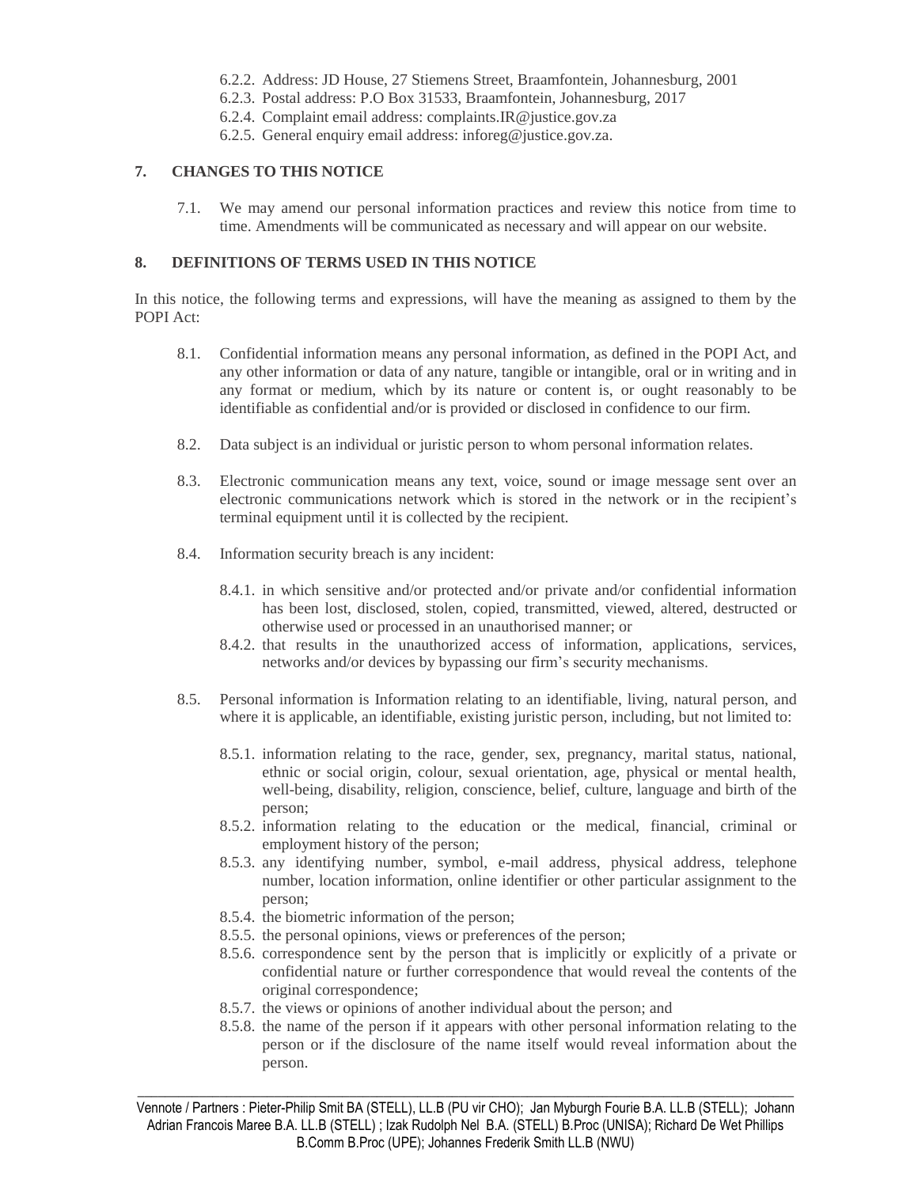6.2.2. Address: JD House, 27 Stiemens Street, Braamfontein, Johannesburg, 2001
6.2.3. Postal address: P.O Box 31533, Braamfontein, Johannesburg, 2017
6.2.4. Complaint email address: complaints.IR@justice.gov.za
6.2.5. General enquiry email address: inforeg@justice.gov.za.

## 7. CHANGES TO THIS NOTICE

7.1. We may amend our personal information practices and review this notice from time to time. Amendments will be communicated as necessary and will appear on our website.

## 8. DEFINITIONS OF TERMS USED IN THIS NOTICE

In this notice, the following terms and expressions, will have the meaning as assigned to them by the POPI Act:

8.1. Confidential information means any personal information, as defined in the POPI Act, and any other information or data of any nature, tangible or intangible, oral or in writing and in any format or medium, which by its nature or content is, or ought reasonably to be identifiable as confidential and/or is provided or disclosed in confidence to our firm.

8.2. Data subject is an individual or juristic person to whom personal information relates.

8.3. Electronic communication means any text, voice, sound or image message sent over an electronic communications network which is stored in the network or in the recipient's terminal equipment until it is collected by the recipient.

8.4. Information security breach is any incident:

8.4.1. in which sensitive and/or protected and/or private and/or confidential information has been lost, disclosed, stolen, copied, transmitted, viewed, altered, destructed or otherwise used or processed in an unauthorised manner; or
8.4.2. that results in the unauthorized access of information, applications, services, networks and/or devices by bypassing our firm's security mechanisms.

8.5. Personal information is Information relating to an identifiable, living, natural person, and where it is applicable, an identifiable, existing juristic person, including, but not limited to:

8.5.1. information relating to the race, gender, sex, pregnancy, marital status, national, ethnic or social origin, colour, sexual orientation, age, physical or mental health, well-being, disability, religion, conscience, belief, culture, language and birth of the person;
8.5.2. information relating to the education or the medical, financial, criminal or employment history of the person;
8.5.3. any identifying number, symbol, e-mail address, physical address, telephone number, location information, online identifier or other particular assignment to the person;
8.5.4. the biometric information of the person;
8.5.5. the personal opinions, views or preferences of the person;
8.5.6. correspondence sent by the person that is implicitly or explicitly of a private or confidential nature or further correspondence that would reveal the contents of the original correspondence;
8.5.7. the views or opinions of another individual about the person; and
8.5.8. the name of the person if it appears with other personal information relating to the person or if the disclosure of the name itself would reveal information about the person.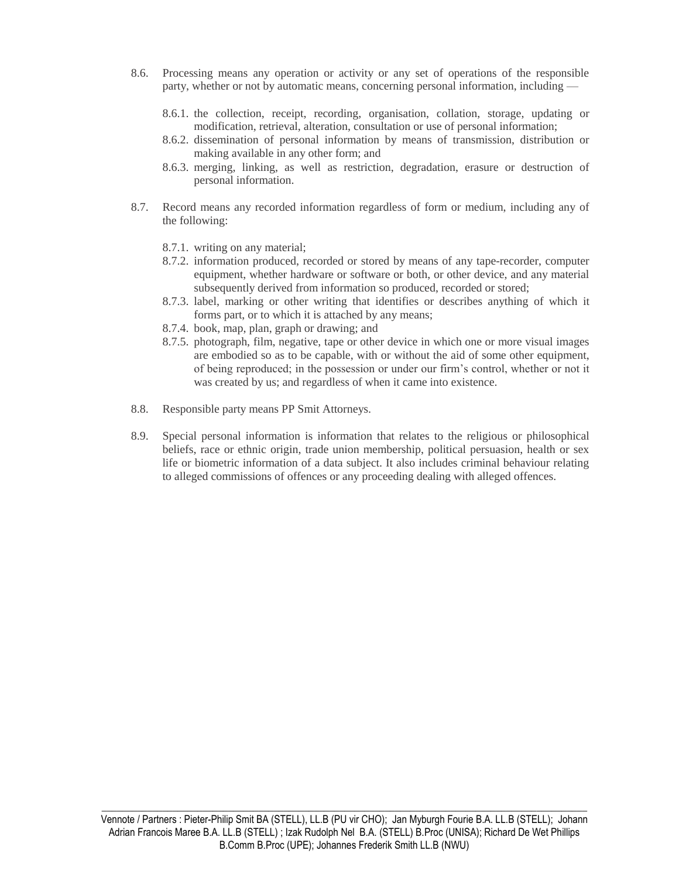8.6. Processing means any operation or activity or any set of operations of the responsible party, whether or not by automatic means, concerning personal information, including —

   8.6.1. the collection, receipt, recording, organisation, collation, storage, updating or modification, retrieval, alteration, consultation or use of personal information;
   8.6.2. dissemination of personal information by means of transmission, distribution or making available in any other form; and
   8.6.3. merging, linking, as well as restriction, degradation, erasure or destruction of personal information.

8.7. Record means any recorded information regardless of form or medium, including any of the following:

   8.7.1. writing on any material;
   8.7.2. information produced, recorded or stored by means of any tape-recorder, computer equipment, whether hardware or software or both, or other device, and any material subsequently derived from information so produced, recorded or stored;
   8.7.3. label, marking or other writing that identifies or describes anything of which it forms part, or to which it is attached by any means;
   8.7.4. book, map, plan, graph or drawing; and
   8.7.5. photograph, film, negative, tape or other device in which one or more visual images are embodied so as to be capable, with or without the aid of some other equipment, of being reproduced; in the possession or under our firm's control, whether or not it was created by us; and regardless of when it came into existence.

8.8. Responsible party means PP Smit Attorneys.

8.9. Special personal information is information that relates to the religious or philosophical beliefs, race or ethnic origin, trade union membership, political persuasion, health or sex life or biometric information of a data subject. It also includes criminal behaviour relating to alleged commissions of offences or any proceeding dealing with alleged offences.